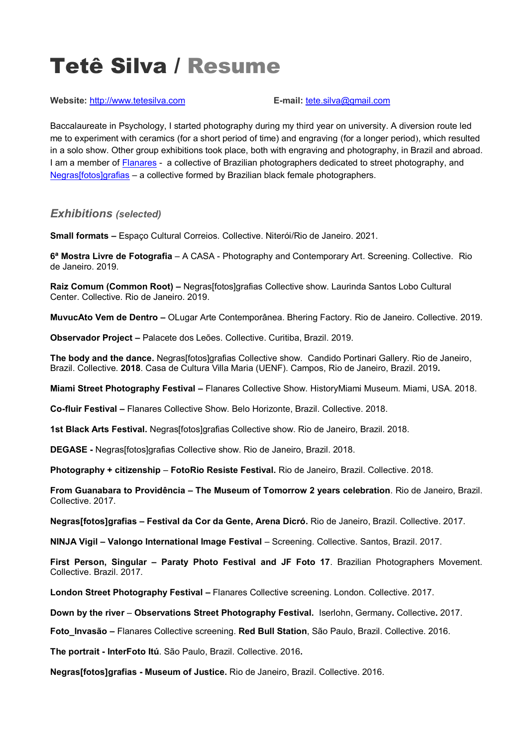# Tetê Silva / Resume

**Website:** [http://www.tetesilva.com](http://www.tetesilva.com) **E-mail:** [tete.silva@gmail.com](mailto:tete.silva@gmail.com)

Baccalaureate in Psychology, I started photography during my third year on university. A diversion route led me to experiment with ceramics (for a short period of time) and engraving (for a longer period), which resulted in a solo show. Other group exhibitions took place, both with engraving and photography, in Brazil and abroad. I am a member of Flanares - a collective of Brazilian photographers dedicated to street photography, and Negras[fotos]grafias – a collective formed by Brazilian black female photographers.

## *Exhibitions (selected)*

**Small formats –** Espaço Cultural Correios. Collective. Niterói/Rio de Janeiro. 2021.

**6ª Mostra Livre de Fotografia** – A CASA - Photography and Contemporary Art. Screening. Collective. Rio de Janeiro. 2019.

**Raiz Comum (Common Root) –** Negras[fotos]grafias Collective show. Laurinda Santos Lobo Cultural Center. Collective. Rio de Janeiro. 2019.

**MuvucAto Vem de Dentro –** OLugar Arte Contemporânea. Bhering Factory. Rio de Janeiro. Collective. 2019.

**Observador Project –** Palacete dos Leões. Collective. Curitiba, Brazil. 2019.

**The body and the dance.** Negras[fotos]grafias Collective show. Candido Portinari Gallery. Rio de Janeiro, Brazil. Collective. **2018**. Casa de Cultura Villa Maria (UENF). Campos, Rio de Janeiro, Brazil. 2019**.**

**Miami Street Photography Festival –** Flanares Collective Show. HistoryMiami Museum. Miami, USA. 2018.

**Co-fluir Festival –** Flanares Collective Show. Belo Horizonte, Brazil. Collective. 2018.

**1st Black Arts Festival.** Negras[fotos]grafias Collective show. Rio de Janeiro, Brazil. 2018.

**DEGASE -** Negras[fotos]grafias Collective show. Rio de Janeiro, Brazil. 2018.

**Photography + citizenship** – **FotoRio Resiste Festival.** Rio de Janeiro, Brazil. Collective. 2018.

**From Guanabara to Providência – The Museum of Tomorrow 2 years celebration**. Rio de Janeiro, Brazil. Collective. 2017.

**Negras[fotos]grafias – Festival da Cor da Gente, Arena Dicró.** Rio de Janeiro, Brazil. Collective. 2017.

**NINJA Vigil – Valongo International Image Festival** – Screening. Collective. Santos, Brazil. 2017.

**First Person, Singular – Paraty Photo Festival and JF Foto 17**. Brazilian Photographers Movement. Collective. Brazil. 2017.

**London Street Photography Festival –** Flanares Collective screening. London. Collective. 2017.

**Down by the river** – **Observations Street Photography Festival.** Iserlohn, Germany**.** Collective**.** 2017.

**Foto_Invasão –** Flanares Collective screening. **Red Bull Station**, São Paulo, Brazil. Collective. 2016.

**The portrait - InterFoto Itú**. São Paulo, Brazil. Collective. 2016**.**

**Negras[fotos]grafias - Museum of Justice.** Rio de Janeiro, Brazil. Collective. 2016.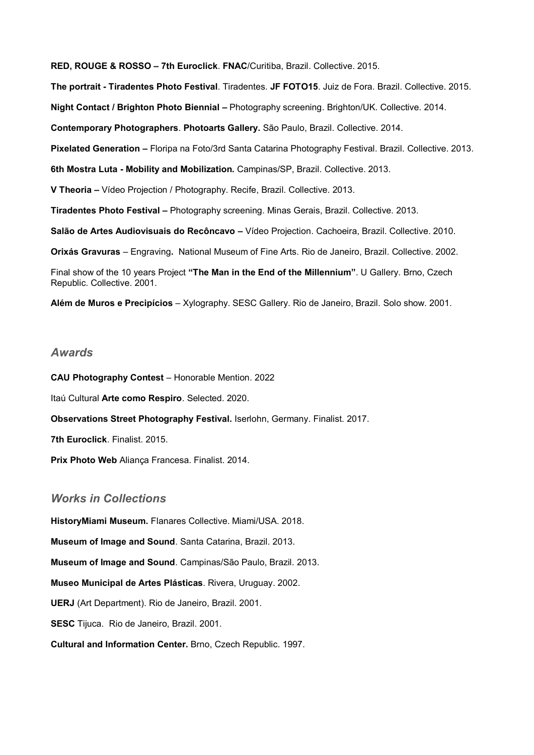**RED, ROUGE & ROSSO – 7th Euroclick**. **FNAC**/Curitiba, Brazil. Collective. 2015.

**The portrait - Tiradentes Photo Festival**. Tiradentes. **JF FOTO15**. Juiz de Fora. Brazil. Collective. 2015.

**Night Contact / Brighton Photo Biennial –** Photography screening. Brighton/UK. Collective. 2014.

**Contemporary Photographers**. **Photoarts Gallery.** São Paulo, Brazil. Collective. 2014.

**Pixelated Generation –** Floripa na Foto/3rd Santa Catarina Photography Festival. Brazil. Collective. 2013.

**6th Mostra Luta - Mobility and Mobilization.** Campinas/SP, Brazil. Collective. 2013.

**V Theoria –** Vídeo Projection / Photography. Recife, Brazil. Collective. 2013.

**Tiradentes Photo Festival –** Photography screening. Minas Gerais, Brazil. Collective. 2013.

**Salão de Artes Audiovisuais do Recôncavo –** Vídeo Projection. Cachoeira, Brazil. Collective. 2010.

**Orixás Gravuras** – Engraving**.** National Museum of Fine Arts. Rio de Janeiro, Brazil. Collective. 2002.

Final show of the 10 years Project **"The Man in the End of the Millennium"**. U Gallery. Brno, Czech Republic. Collective. 2001.

**Além de Muros e Precipícios** – Xylography. SESC Gallery. Rio de Janeiro, Brazil. Solo show. 2001.

## *Awards*

**CAU Photography Contest** – Honorable Mention. 2022

Itaú Cultural **Arte como Respiro**. Selected. 2020.

**Observations Street Photography Festival.** Iserlohn, Germany. Finalist. 2017.

**7th Euroclick**. Finalist. 2015.

**Prix Photo Web** Aliança Francesa. Finalist. 2014.

## *Works in Collections*

**HistoryMiami Museum.** Flanares Collective. Miami/USA. 2018.

**Museum of Image and Sound**. Santa Catarina, Brazil. 2013.

**Museum of Image and Sound**. Campinas/São Paulo, Brazil. 2013.

**Museo Municipal de Artes Plásticas**. Rivera, Uruguay. 2002.

**UERJ** (Art Department). Rio de Janeiro, Brazil. 2001.

**SESC** Tijuca. Rio de Janeiro, Brazil. 2001.

**Cultural and Information Center.** Brno, Czech Republic. 1997.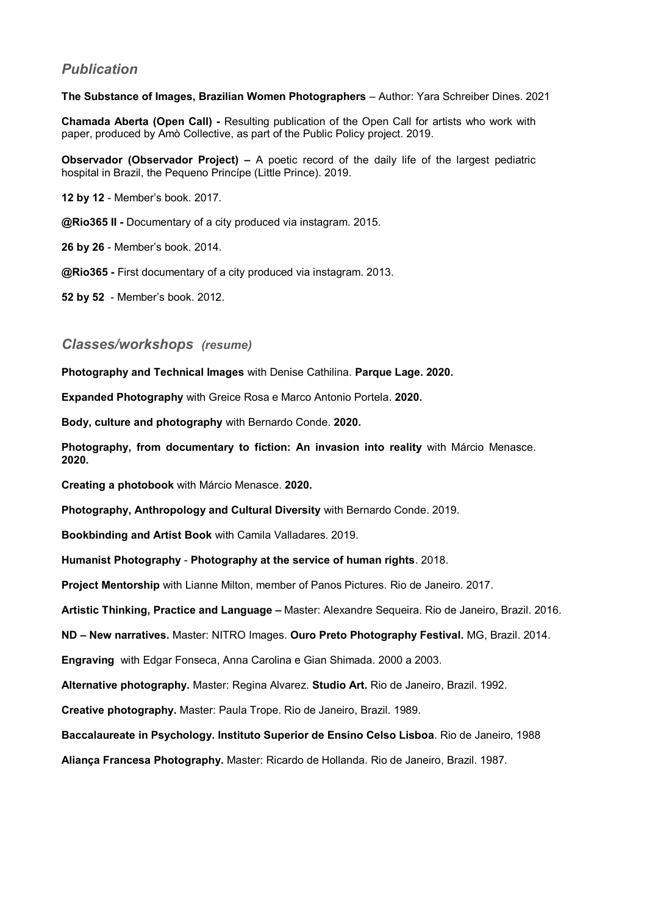## *Publication*

**The Substance of Images, Brazilian Women Photographers** – Author: Yara Schreiber Dines. 2021

**Chamada Aberta (Open Call) -** Resulting publication of the Open Call for artists who work with paper, produced by Amò Collective, as part of the Public Policy project. 2019.

**Observador (Observador Project) –** A poetic record of the daily life of the largest pediatric hospital in Brazil, the Pequeno Princípe (Little Prince). 2019.

**12 by 12** - Member's book. 2017.

**@Rio365 II -** Documentary of a city produced via instagram. 2015.

**26 by 26** - Member's book. 2014.

**@Rio365 -** First documentary of a city produced via instagram. 2013.

**52 by 52** - Member's book. 2012.

## *Classes/workshops* ***(resume)***

**Photography and Technical Images** with Denise Cathilina. **Parque Lage. 2020.**

**Expanded Photography** with Greice Rosa e Marco Antonio Portela. **2020.**

**Body, culture and photography** with Bernardo Conde. **2020.**

**Photography, from documentary to fiction: An invasion into reality** with Márcio Menasce. **2020.**

**Creating a photobook** with Márcio Menasce. **2020.**

**Photography, Anthropology and Cultural Diversity** with Bernardo Conde. 2019.

**Bookbinding and Artist Book** with Camila Valladares. 2019.

**Humanist Photography** - **Photography at the service of human rights**. 2018.

**Project Mentorship** with Lianne Milton, member of Panos Pictures. Rio de Janeiro. 2017.

**Artistic Thinking, Practice and Language –** Master: Alexandre Sequeira. Rio de Janeiro, Brazil. 2016.

**ND – New narratives.** Master: NITRO Images. **Ouro Preto Photography Festival.** MG, Brazil. 2014.

**Engraving** with Edgar Fonseca, Anna Carolina e Gian Shimada. 2000 a 2003.

**Alternative photography.** Master: Regina Alvarez. **Studio Art.** Rio de Janeiro, Brazil. 1992.

**Creative photography.** Master: Paula Trope. Rio de Janeiro, Brazil. 1989.

**Baccalaureate in Psychology. Instituto Superior de Ensino Celso Lisboa**. Rio de Janeiro, 1988

**Aliança Francesa Photography.** Master: Ricardo de Hollanda. Rio de Janeiro, Brazil. 1987.